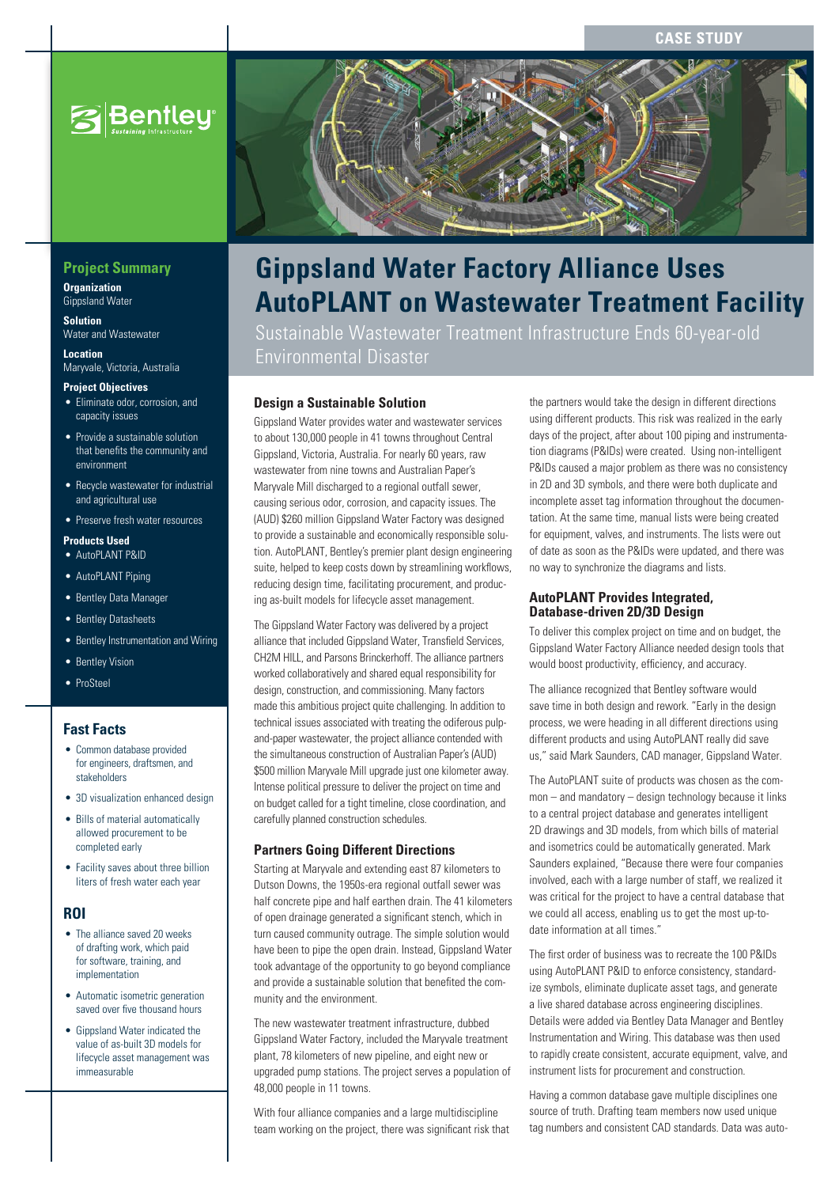CASE STUDY

# Gippsland Water Factory Alliance Uses AutoPLANT on Wastewater Treatment Facility

Sustainable Wastewater Treatment Infrastructure Ends 60-year-old Environmental Disaster

## Project Summary

**Organization**
Gippsland Water

**Solution**
Water and Wastewater

**Location**
Maryvale, Victoria, Australia

**Project Objectives**

- Eliminate odor, corrosion, and capacity issues
- Provide a sustainable solution that benefits the community and environment
- Recycle wastewater for industrial and agricultural use
- Preserve fresh water resources

**Products Used**

- AutoPLANT P&ID
- AutoPLANT Piping
- Bentley Data Manager
- Bentley Datasheets
- Bentley Instrumentation and Wiring
- Bentley Vision
- ProSteel

## Fast Facts

- Common database provided for engineers, draftsmen, and stakeholders
- 3D visualization enhanced design
- Bills of material automatically allowed procurement to be completed early
- Facility saves about three billion liters of fresh water each year

## ROI

- The alliance saved 20 weeks of drafting work, which paid for software, training, and implementation
- Automatic isometric generation saved over five thousand hours
- Gippsland Water indicated the value of as-built 3D models for lifecycle asset management was immeasurable

### Design a Sustainable Solution

Gippsland Water provides water and wastewater services to about 130,000 people in 41 towns throughout Central Gippsland, Victoria, Australia. For nearly 60 years, raw wastewater from nine towns and Australian Paper's Maryvale Mill discharged to a regional outfall sewer, causing serious odor, corrosion, and capacity issues. The (AUD) $260 million Gippsland Water Factory was designed to provide a sustainable and economically responsible solution. AutoPLANT, Bentley's premier plant design engineering suite, helped to keep costs down by streamlining workflows, reducing design time, facilitating procurement, and producing as-built models for lifecycle asset management.

The Gippsland Water Factory was delivered by a project alliance that included Gippsland Water, Transfield Services, CH2M HILL, and Parsons Brinckerhoff. The alliance partners worked collaboratively and shared equal responsibility for design, construction, and commissioning. Many factors made this ambitious project quite challenging. In addition to technical issues associated with treating the odiferous pulp-and-paper wastewater, the project alliance contended with the simultaneous construction of Australian Paper's (AUD) $500 million Maryvale Mill upgrade just one kilometer away. Intense political pressure to deliver the project on time and on budget called for a tight timeline, close coordination, and carefully planned construction schedules.

### Partners Going Different Directions

Starting at Maryvale and extending east 87 kilometers to Dutson Downs, the 1950s-era regional outfall sewer was half concrete pipe and half earthen drain. The 41 kilometers of open drainage generated a significant stench, which in turn caused community outrage. The simple solution would have been to pipe the open drain. Instead, Gippsland Water took advantage of the opportunity to go beyond compliance and provide a sustainable solution that benefited the community and the environment.

The new wastewater treatment infrastructure, dubbed Gippsland Water Factory, included the Maryvale treatment plant, 78 kilometers of new pipeline, and eight new or upgraded pump stations. The project serves a population of 48,000 people in 11 towns.

With four alliance companies and a large multidiscipline team working on the project, there was significant risk that the partners would take the design in different directions using different products. This risk was realized in the early days of the project, after about 100 piping and instrumentation diagrams (P&IDs) were created. Using non-intelligent P&IDs caused a major problem as there was no consistency in 2D and 3D symbols, and there were both duplicate and incomplete asset tag information throughout the documentation. At the same time, manual lists were being created for equipment, valves, and instruments. The lists were out of date as soon as the P&IDs were updated, and there was no way to synchronize the diagrams and lists.

### AutoPLANT Provides Integrated, Database-driven 2D/3D Design

To deliver this complex project on time and on budget, the Gippsland Water Factory Alliance needed design tools that would boost productivity, efficiency, and accuracy.

The alliance recognized that Bentley software would save time in both design and rework. "Early in the design process, we were heading in all different directions using different products and using AutoPLANT really did save us," said Mark Saunders, CAD manager, Gippsland Water.

The AutoPLANT suite of products was chosen as the common – and mandatory – design technology because it links to a central project database and generates intelligent 2D drawings and 3D models, from which bills of material and isometrics could be automatically generated. Mark Saunders explained, "Because there were four companies involved, each with a large number of staff, we realized it was critical for the project to have a central database that we could all access, enabling us to get the most up-to-date information at all times."

The first order of business was to recreate the 100 P&IDs using AutoPLANT P&ID to enforce consistency, standardize symbols, eliminate duplicate asset tags, and generate a live shared database across engineering disciplines. Details were added via Bentley Data Manager and Bentley Instrumentation and Wiring. This database was then used to rapidly create consistent, accurate equipment, valve, and instrument lists for procurement and construction.

Having a common database gave multiple disciplines one source of truth. Drafting team members now used unique tag numbers and consistent CAD standards. Data was auto-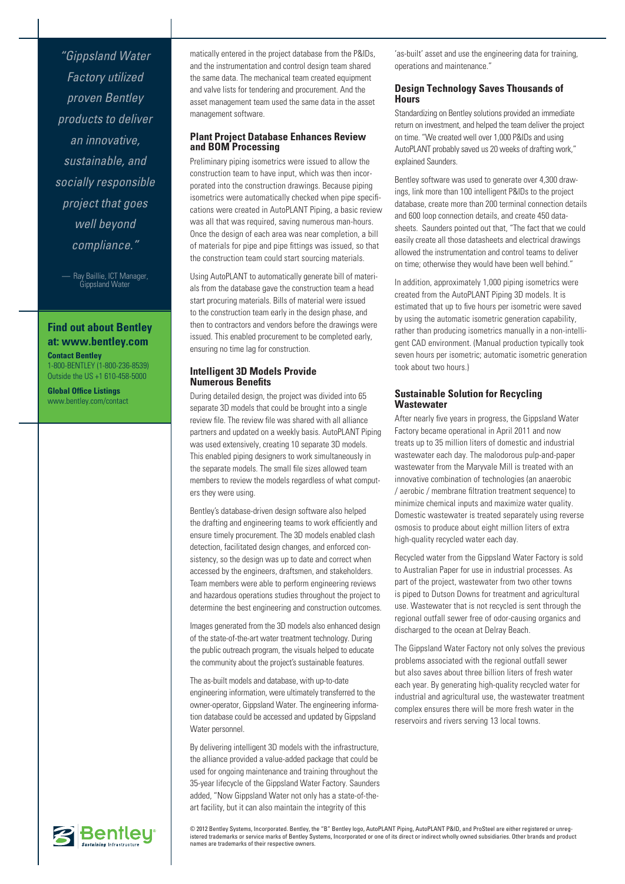*"Gippsland Water Factory utilized proven Bentley products to deliver an innovative, sustainable, and socially responsible project that goes well beyond compliance."*

— Ray Baillie, ICT Manager, Gippsland Water

**Find out about Bentley at: www.bentley.com**

**Contact Bentley**
1-800-BENTLEY (1-800-236-8539)
Outside the US +1 610-458-5000

**Global Office Listings**
www.bentley.com/contact

matically entered in the project database from the P&IDs, and the instrumentation and control design team shared the same data. The mechanical team created equipment and valve lists for tendering and procurement. And the asset management team used the same data in the asset management software.

### Plant Project Database Enhances Review and BOM Processing

Preliminary piping isometrics were issued to allow the construction team to have input, which was then incorporated into the construction drawings. Because piping isometrics were automatically checked when pipe specifications were created in AutoPLANT Piping, a basic review was all that was required, saving numerous man-hours. Once the design of each area was near completion, a bill of materials for pipe and pipe fittings was issued, so that the construction team could start sourcing materials.

Using AutoPLANT to automatically generate bill of materials from the database gave the construction team a head start procuring materials. Bills of material were issued to the construction team early in the design phase, and then to contractors and vendors before the drawings were issued. This enabled procurement to be completed early, ensuring no time lag for construction.

### Intelligent 3D Models Provide Numerous Benefits

During detailed design, the project was divided into 65 separate 3D models that could be brought into a single review file. The review file was shared with all alliance partners and updated on a weekly basis. AutoPLANT Piping was used extensively, creating 10 separate 3D models. This enabled piping designers to work simultaneously in the separate models. The small file sizes allowed team members to review the models regardless of what computers they were using.

Bentley's database-driven design software also helped the drafting and engineering teams to work efficiently and ensure timely procurement. The 3D models enabled clash detection, facilitated design changes, and enforced consistency, so the design was up to date and correct when accessed by the engineers, draftsmen, and stakeholders. Team members were able to perform engineering reviews and hazardous operations studies throughout the project to determine the best engineering and construction outcomes.

Images generated from the 3D models also enhanced design of the state-of-the-art water treatment technology. During the public outreach program, the visuals helped to educate the community about the project's sustainable features.

The as-built models and database, with up-to-date engineering information, were ultimately transferred to the owner-operator, Gippsland Water. The engineering information database could be accessed and updated by Gippsland Water personnel.

By delivering intelligent 3D models with the infrastructure, the alliance provided a value-added package that could be used for ongoing maintenance and training throughout the 35-year lifecycle of the Gippsland Water Factory. Saunders added, "Now Gippsland Water not only has a state-of-the-art facility, but it can also maintain the integrity of this 'as-built' asset and use the engineering data for training, operations and maintenance."

### Design Technology Saves Thousands of Hours

Standardizing on Bentley solutions provided an immediate return on investment, and helped the team deliver the project on time. "We created well over 1,000 P&IDs and using AutoPLANT probably saved us 20 weeks of drafting work," explained Saunders.

Bentley software was used to generate over 4,300 drawings, link more than 100 intelligent P&IDs to the project database, create more than 200 terminal connection details and 600 loop connection details, and create 450 datasheets. Saunders pointed out that, "The fact that we could easily create all those datasheets and electrical drawings allowed the instrumentation and control teams to deliver on time; otherwise they would have been well behind."

In addition, approximately 1,000 piping isometrics were created from the AutoPLANT Piping 3D models. It is estimated that up to five hours per isometric were saved by using the automatic isometric generation capability, rather than producing isometrics manually in a non-intelligent CAD environment. (Manual production typically took seven hours per isometric; automatic isometric generation took about two hours.)

### Sustainable Solution for Recycling Wastewater

After nearly five years in progress, the Gippsland Water Factory became operational in April 2011 and now treats up to 35 million liters of domestic and industrial wastewater each day. The malodorous pulp-and-paper wastewater from the Maryvale Mill is treated with an innovative combination of technologies (an anaerobic / aerobic / membrane filtration treatment sequence) to minimize chemical inputs and maximize water quality. Domestic wastewater is treated separately using reverse osmosis to produce about eight million liters of extra high-quality recycled water each day.

Recycled water from the Gippsland Water Factory is sold to Australian Paper for use in industrial processes. As part of the project, wastewater from two other towns is piped to Dutson Downs for treatment and agricultural use. Wastewater that is not recycled is sent through the regional outfall sewer free of odor-causing organics and discharged to the ocean at Delray Beach.

The Gippsland Water Factory not only solves the previous problems associated with the regional outfall sewer but also saves about three billion liters of fresh water each year. By generating high-quality recycled water for industrial and agricultural use, the wastewater treatment complex ensures there will be more fresh water in the reservoirs and rivers serving 13 local towns.

© 2012 Bentley Systems, Incorporated. Bentley, the "B" Bentley logo, AutoPLANT Piping, AutoPLANT P&ID, and ProSteel are either registered or unregistered trademarks or service marks of Bentley Systems, Incorporated or one of its direct or indirect wholly owned subsidiaries. Other brands and product names are trademarks of their respective owners.